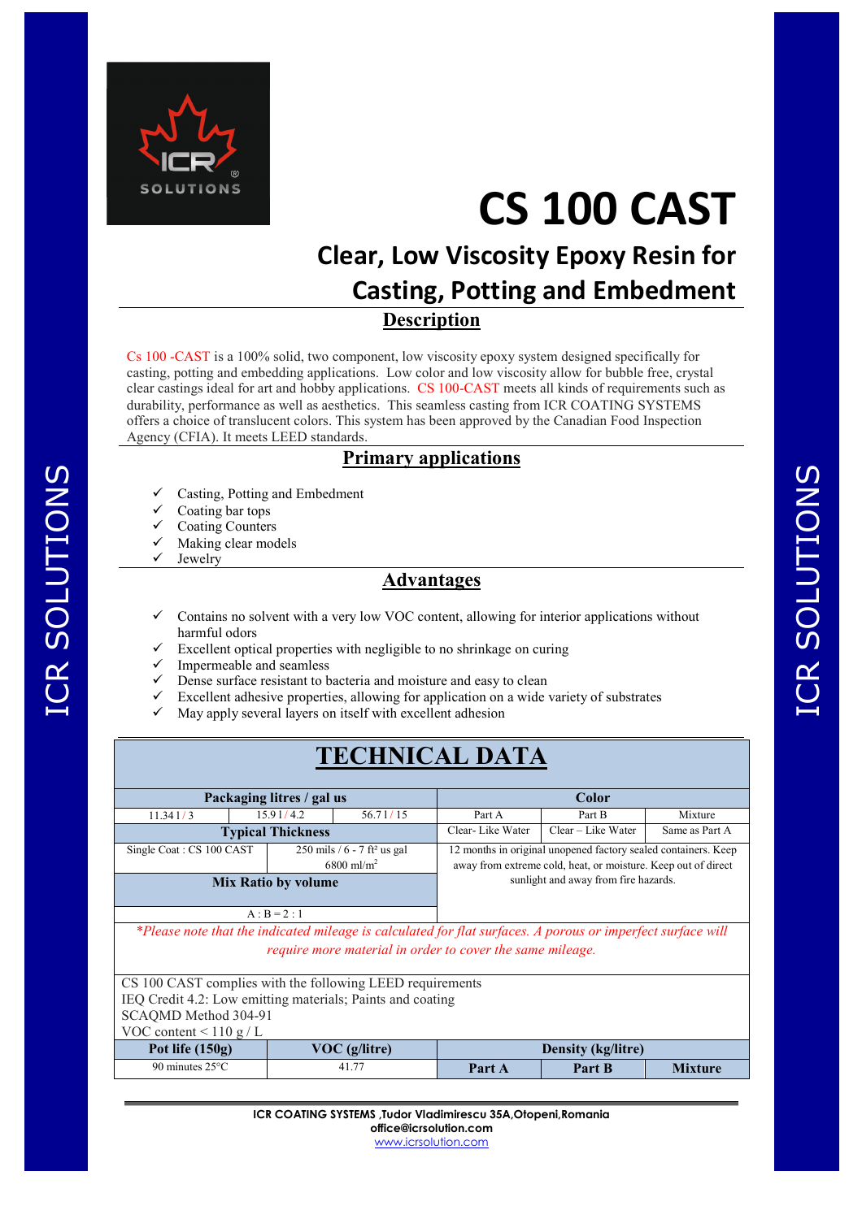# CS 100 CAST

## Clear, Low Viscosity Epoxy Resin for Casting, Potting and Embedment

## Description

Cs 100 -CAST is a 100% solid, two component, low viscosity epoxy system designed specifically for casting, potting and embedding applications. Low color and low viscosity allow for bubble free, crystal clear castings ideal for art and hobby applications. CS 100-CAST meets all kinds of requirements such as durability, performance as well as aesthetics. This seamless casting from ICR COATING SYSTEMS offers a choice of translucent colors. This system has been approved by the Canadian Food Inspection Agency (CFIA). It meets LEED standards.

## Primary applications

- ✓ Casting, Potting and Embedment
- ✓ Coating bar tops
- ✓ Coating Counters
- ✓ Making clear models
- ✓ Jewelry

## Advantages

- ✓ Contains no solvent with a very low VOC content, allowing for interior applications without harmful odors
- ✓ Excellent optical properties with negligible to no shrinkage on curing
- ✓ Impermeable and seamless
- ✓ Dense surface resistant to bacteria and moisture and easy to clean
- ✓ Excellent adhesive properties, allowing for application on a wide variety of substrates
- ✓ May apply several layers on itself with excellent adhesion

## TECHNICAL DATA

| Packaging litres / gal us | | | Color | | |
|---|---|---|---|---|---|
| 11.34 l / 3 | 15.9 l / 4.2 | 56.7 l / 15 | Part A | Part B | Mixture |
| Typical Thickness | | | Clear- Like Water | Clear – Like Water | Same as Part A |
| Single Coat : CS 100 CAST | 250 mils / 6 - 7 ft² us gal 6800 ml/m² | | 12 months in original unopened factory sealed containers. Keep away from extreme cold, heat, or moisture. Keep out of direct sunlight and away from fire hazards. | | |
| Mix Ratio by volume | | | | | |
| A : B = 2 : 1 | | | | | |

*\*Please note that the indicated mileage is calculated for flat surfaces. A porous or imperfect surface will require more material in order to cover the same mileage.*

CS 100 CAST complies with the following LEED requirements
IEQ Credit 4.2: Low emitting materials; Paints and coating
SCAQMD Method 304-91
VOC content < 110 g / L

| Pot life (150g) | VOC (g/litre) | Density (kg/litre) | | |
|---|---|---|---|---|
| 90 minutes 25°C | 41.77 | Part A | Part B | Mixture |

**ICR COATING SYSTEMS ,Tudor Vladimirescu 35A,Otopeni,Romania**
**office@icrsolution.com**
www.icrsolution.com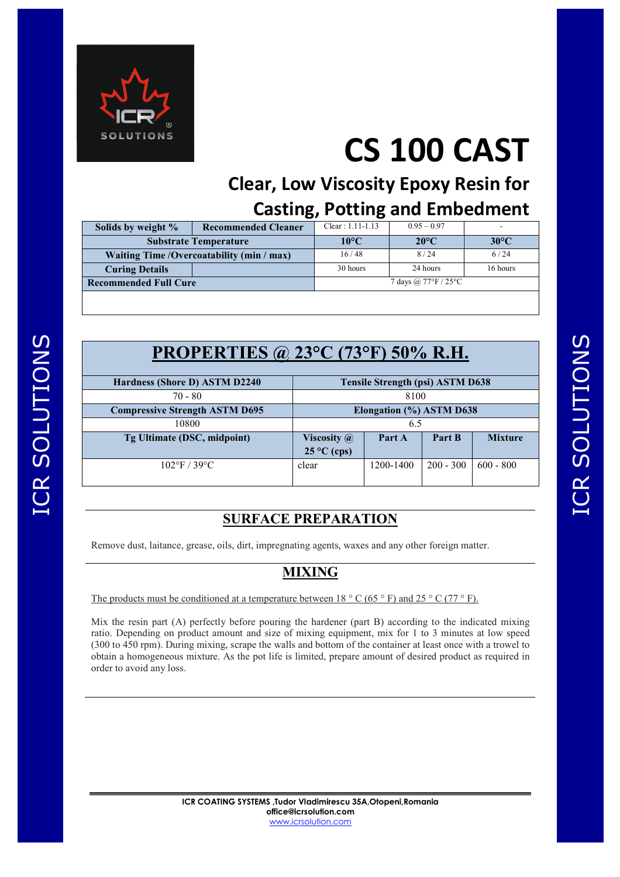# CS 100 CAST

## Clear, Low Viscosity Epoxy Resin for Casting, Potting and Embedment

| Solids by weight % | Recommended Cleaner | Clear : 1.11-1.13 | 0.95 – 0.97 | - |
|---|---|---|---|---|
| Substrate Temperature | | 10°C | 20°C | 30°C |
| Waiting Time /Overcoatability (min / max) | | 16 / 48 | 8 / 24 | 6 / 24 |
| Curing Details | | 30 hours | 24 hours | 16 hours |
| Recommended Full Cure | | 7 days @ 77°F / 25°C | | |

## PROPERTIES @ 23°C (73°F) 50% R.H.

| Hardness (Shore D) ASTM D2240 | Tensile Strength (psi) ASTM D638 | | | |
|---|---|---|---|---|
| 70 - 80 | 8100 | | | |
| Compressive Strength ASTM D695 | Elongation (%) ASTM D638 | | | |
| 10800 | 6.5 | | | |
| Tg Ultimate (DSC, midpoint) | Viscosity @ 25 °C (cps) | Part A | Part B | Mixture |
| 102°F / 39°C | clear | 1200-1400 | 200 - 300 | 600 - 800 |

## SURFACE PREPARATION

Remove dust, laitance, grease, oils, dirt, impregnating agents, waxes and any other foreign matter.

## MIXING

The products must be conditioned at a temperature between 18 ° C (65 ° F) and 25 ° C (77 ° F).

Mix the resin part (A) perfectly before pouring the hardener (part B) according to the indicated mixing ratio. Depending on product amount and size of mixing equipment, mix for 1 to 3 minutes at low speed (300 to 450 rpm). During mixing, scrape the walls and bottom of the container at least once with a trowel to obtain a homogeneous mixture. As the pot life is limited, prepare amount of desired product as required in order to avoid any loss.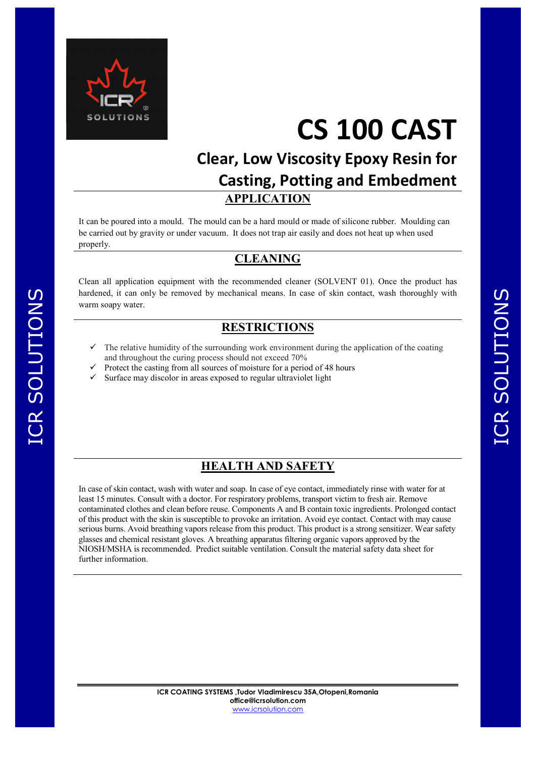# CS 100 CAST

## Clear, Low Viscosity Epoxy Resin for Casting, Potting and Embedment

## APPLICATION

It can be poured into a mould. The mould can be a hard mould or made of silicone rubber. Moulding can be carried out by gravity or under vacuum. It does not trap air easily and does not heat up when used properly.

## CLEANING

Clean all application equipment with the recommended cleaner (SOLVENT 01). Once the product has hardened, it can only be removed by mechanical means. In case of skin contact, wash thoroughly with warm soapy water.

## RESTRICTIONS

- ✓ The relative humidity of the surrounding work environment during the application of the coating and throughout the curing process should not exceed 70%
- ✓ Protect the casting from all sources of moisture for a period of 48 hours
- ✓ Surface may discolor in areas exposed to regular ultraviolet light

## HEALTH AND SAFETY

In case of skin contact, wash with water and soap. In case of eye contact, immediately rinse with water for at least 15 minutes. Consult with a doctor. For respiratory problems, transport victim to fresh air. Remove contaminated clothes and clean before reuse. Components A and B contain toxic ingredients. Prolonged contact of this product with the skin is susceptible to provoke an irritation. Avoid eye contact. Contact with may cause serious burns. Avoid breathing vapors release from this product. This product is a strong sensitizer. Wear safety glasses and chemical resistant gloves. A breathing apparatus filtering organic vapors approved by the NIOSH/MSHA is recommended. Predict suitable ventilation. Consult the material safety data sheet for further information.

**ICR COATING SYSTEMS ,Tudor Vladimirescu 35A,Otopeni,Romania**
**office@icrsolution.com**
www.icrsolution.com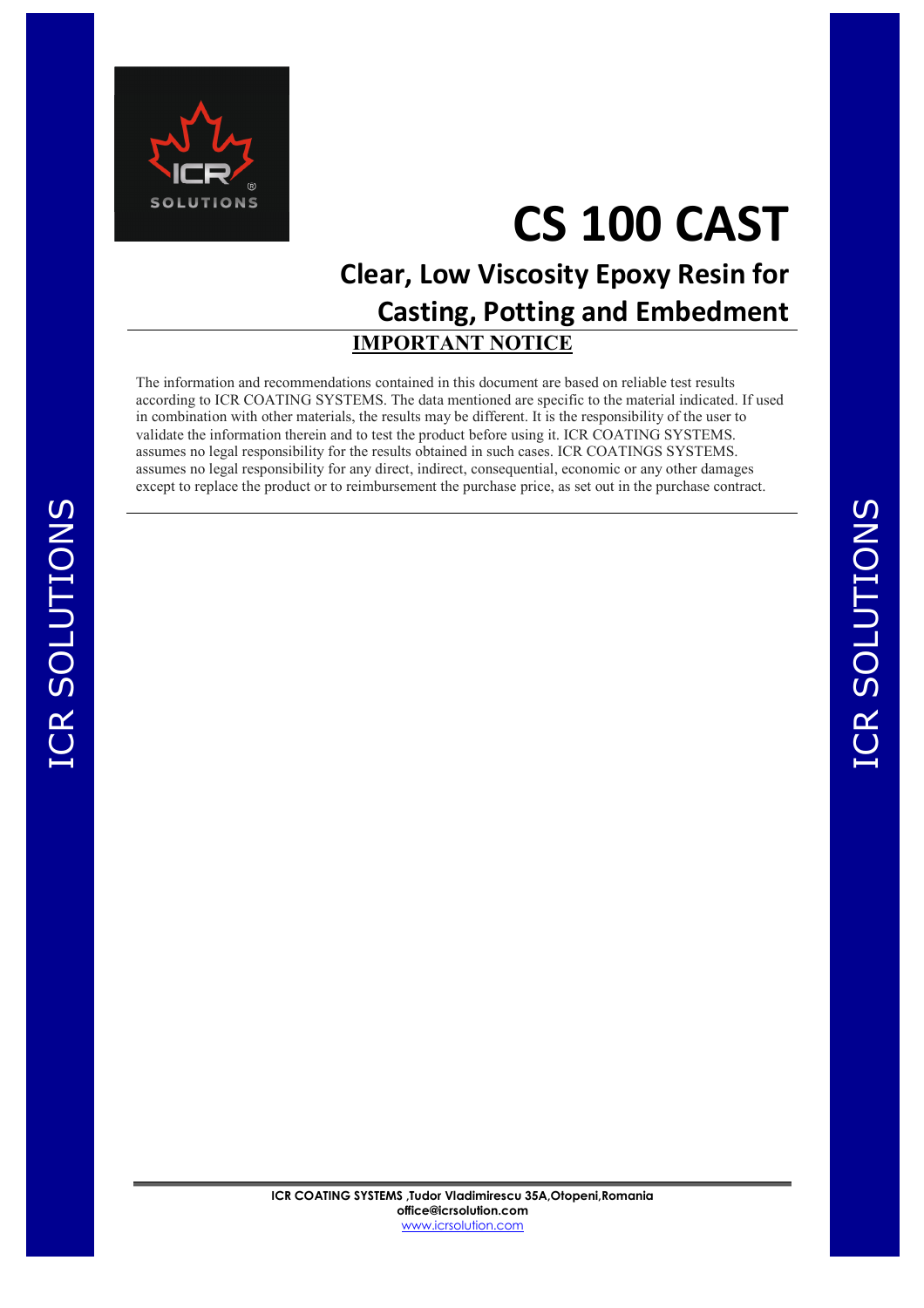# CS 100 CAST

## Clear, Low Viscosity Epoxy Resin for Casting, Potting and Embedment

### IMPORTANT NOTICE

The information and recommendations contained in this document are based on reliable test results according to ICR COATING SYSTEMS. The data mentioned are specific to the material indicated. If used in combination with other materials, the results may be different. It is the responsibility of the user to validate the information therein and to test the product before using it. ICR COATING SYSTEMS. assumes no legal responsibility for the results obtained in such cases. ICR COATINGS SYSTEMS. assumes no legal responsibility for any direct, indirect, consequential, economic or any other damages except to replace the product or to reimbursement the purchase price, as set out in the purchase contract.